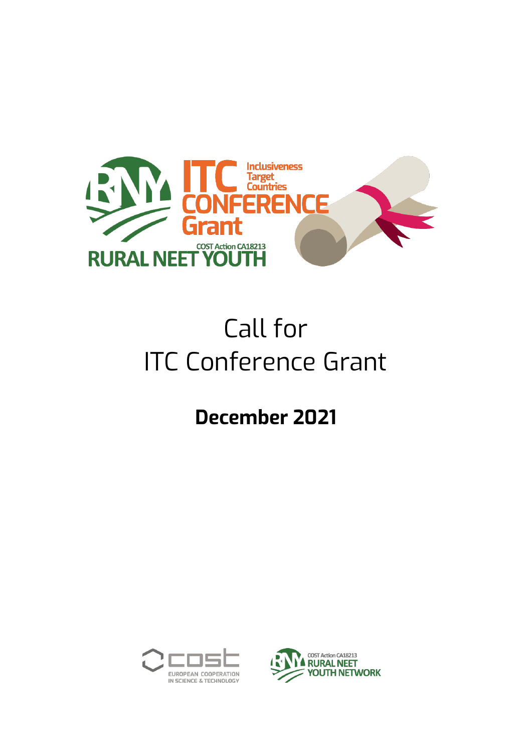# Call for ITC Conference Grant

**December 2021**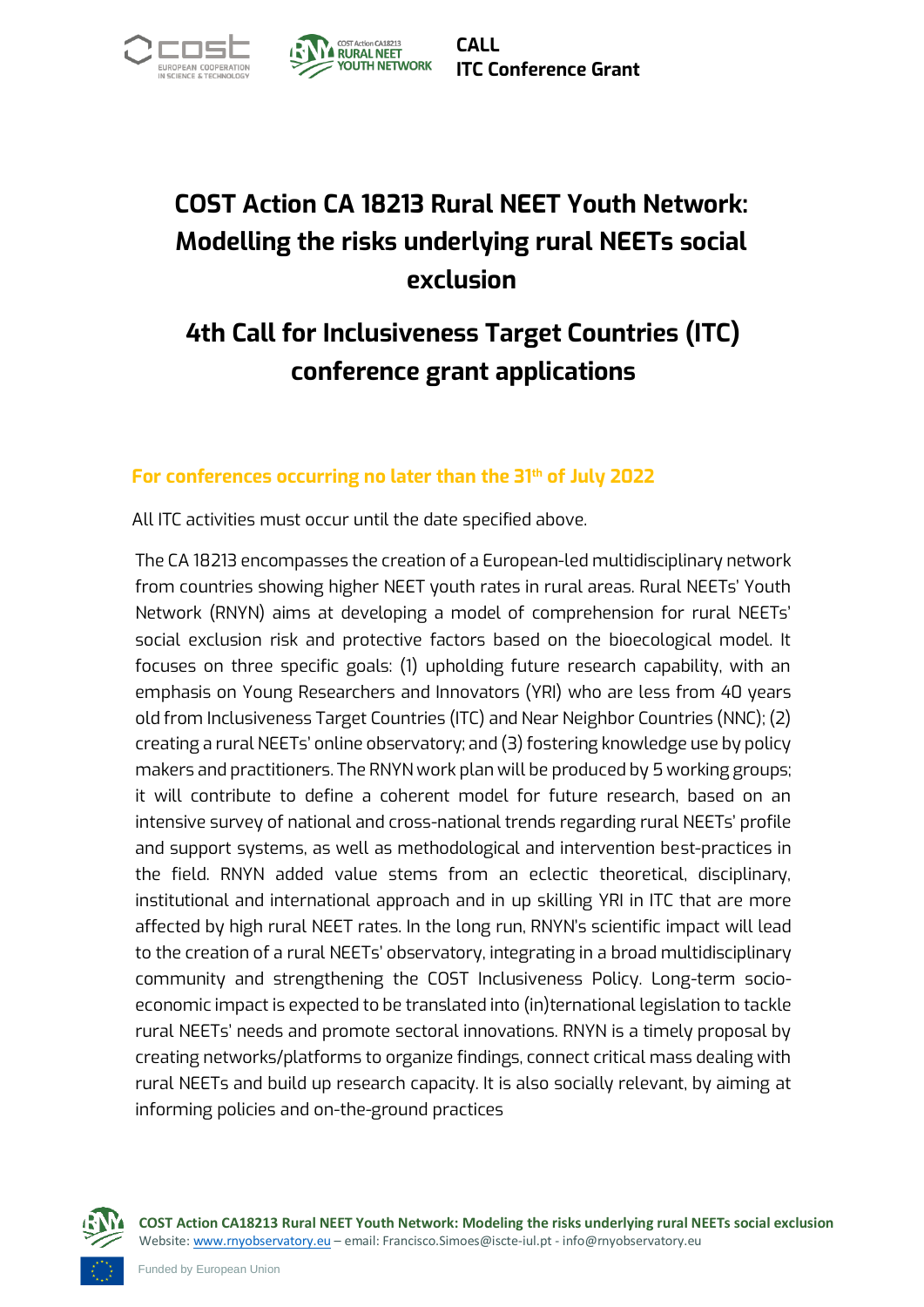# COST Action CA 18213 Rural NEET Youth Network: Modelling the risks underlying rural NEETs social exclusion

# 4th Call for Inclusiveness Target Countries (ITC) conference grant applications

### For conferences occurring no later than the 31th of July 2022

All ITC activities must occur until the date specified above.

The CA 18213 encompasses the creation of a European-led multidisciplinary network from countries showing higher NEET youth rates in rural areas. Rural NEETs' Youth Network (RNYN) aims at developing a model of comprehension for rural NEETs' social exclusion risk and protective factors based on the bioecological model. It focuses on three specific goals: (1) upholding future research capability, with an emphasis on Young Researchers and Innovators (YRI) who are less from 40 years old from Inclusiveness Target Countries (ITC) and Near Neighbor Countries (NNC); (2) creating a rural NEETs' online observatory; and (3) fostering knowledge use by policy makers and practitioners. The RNYN work plan will be produced by 5 working groups; it will contribute to define a coherent model for future research, based on an intensive survey of national and cross-national trends regarding rural NEETs' profile and support systems, as well as methodological and intervention best-practices in the field. RNYN added value stems from an eclectic theoretical, disciplinary, institutional and international approach and in up skilling YRI in ITC that are more affected by high rural NEET rates. In the long run, RNYN's scientific impact will lead to the creation of a rural NEETs' observatory, integrating in a broad multidisciplinary community and strengthening the COST Inclusiveness Policy. Long-term socio-economic impact is expected to be translated into (in)ternational legislation to tackle rural NEETs' needs and promote sectoral innovations. RNYN is a timely proposal by creating networks/platforms to organize findings, connect critical mass dealing with rural NEETs and build up research capacity. It is also socially relevant, by aiming at informing policies and on-the-ground practices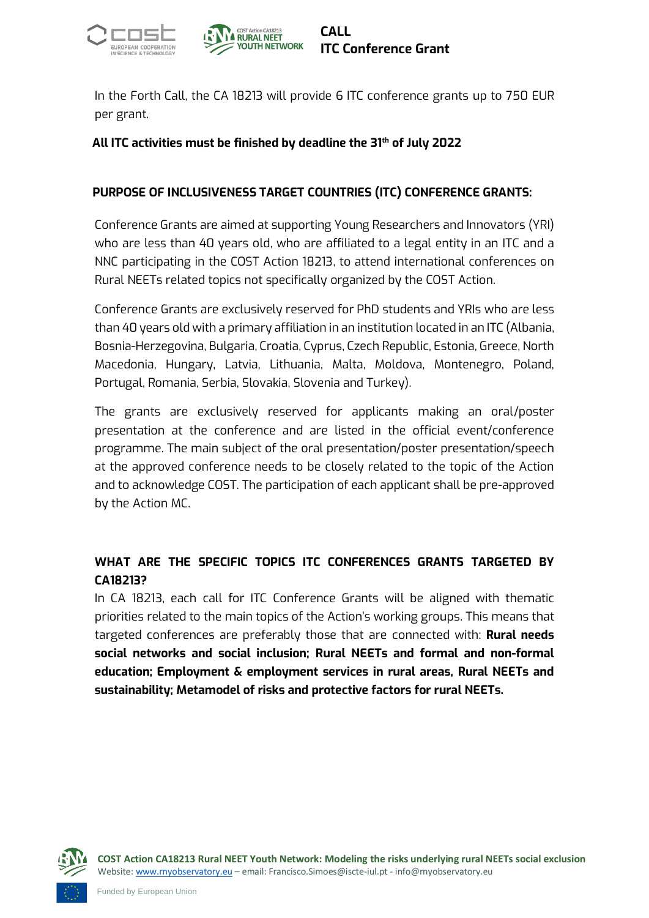In the Forth Call, the CA 18213 will provide 6 ITC conference grants up to 750 EUR per grant.

**All ITC activities must be finished by deadline the 31th of July 2022**

**PURPOSE OF INCLUSIVENESS TARGET COUNTRIES (ITC) CONFERENCE GRANTS:**

Conference Grants are aimed at supporting Young Researchers and Innovators (YRI) who are less than 40 years old, who are affiliated to a legal entity in an ITC and a NNC participating in the COST Action 18213, to attend international conferences on Rural NEETs related topics not specifically organized by the COST Action.

Conference Grants are exclusively reserved for PhD students and YRIs who are less than 40 years old with a primary affiliation in an institution located in an ITC (Albania, Bosnia-Herzegovina, Bulgaria, Croatia, Cyprus, Czech Republic, Estonia, Greece, North Macedonia, Hungary, Latvia, Lithuania, Malta, Moldova, Montenegro, Poland, Portugal, Romania, Serbia, Slovakia, Slovenia and Turkey).

The grants are exclusively reserved for applicants making an oral/poster presentation at the conference and are listed in the official event/conference programme. The main subject of the oral presentation/poster presentation/speech at the approved conference needs to be closely related to the topic of the Action and to acknowledge COST. The participation of each applicant shall be pre-approved by the Action MC.

**WHAT ARE THE SPECIFIC TOPICS ITC CONFERENCES GRANTS TARGETED BY CA18213?**

In CA 18213, each call for ITC Conference Grants will be aligned with thematic priorities related to the main topics of the Action's working groups. This means that targeted conferences are preferably those that are connected with: **Rural needs social networks and social inclusion; Rural NEETs and formal and non-formal education; Employment & employment services in rural areas, Rural NEETs and sustainability; Metamodel of risks and protective factors for rural NEETs.**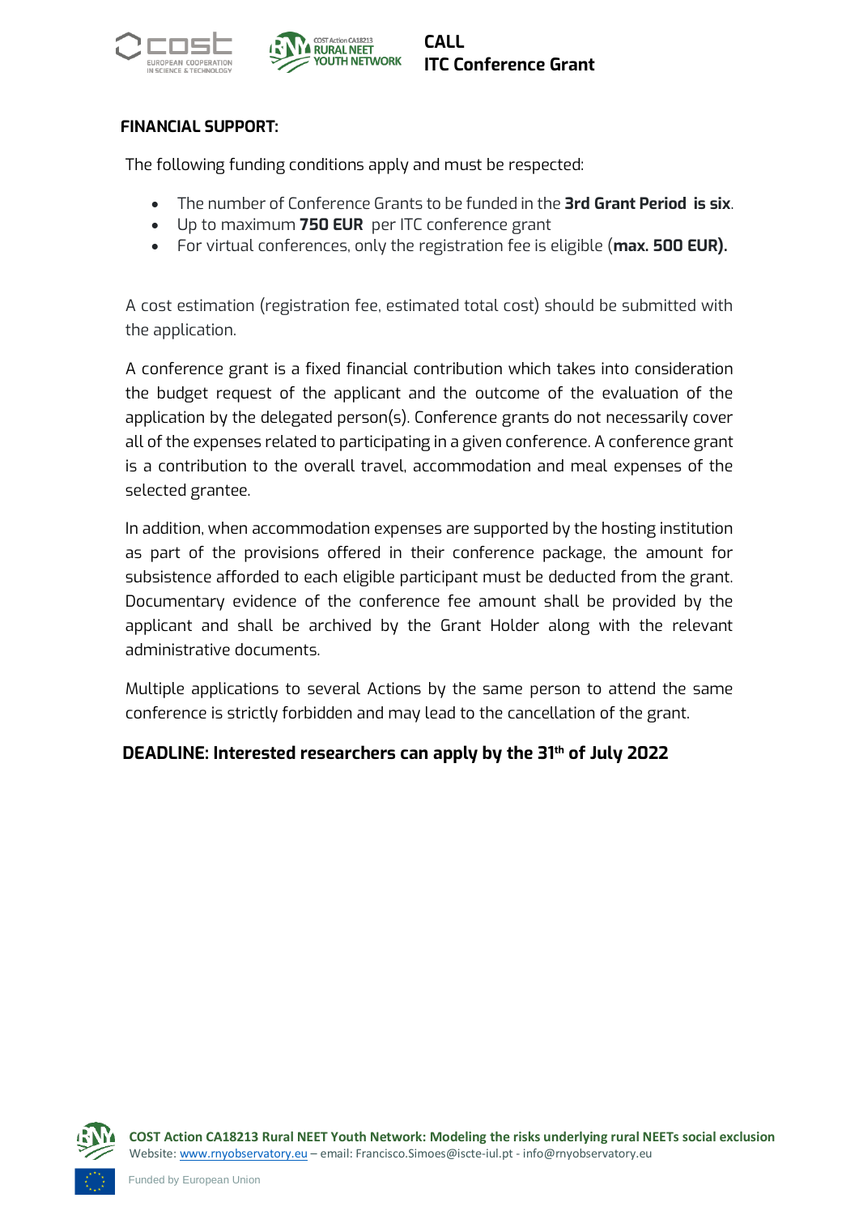### FINANCIAL SUPPORT:

The following funding conditions apply and must be respected:

- The number of Conference Grants to be funded in the **3rd Grant Period is six**.
- Up to maximum **750 EUR** per ITC conference grant
- For virtual conferences, only the registration fee is eligible (**max. 500 EUR).**

A cost estimation (registration fee, estimated total cost) should be submitted with the application.

A conference grant is a fixed financial contribution which takes into consideration the budget request of the applicant and the outcome of the evaluation of the application by the delegated person(s). Conference grants do not necessarily cover all of the expenses related to participating in a given conference. A conference grant is a contribution to the overall travel, accommodation and meal expenses of the selected grantee.

In addition, when accommodation expenses are supported by the hosting institution as part of the provisions offered in their conference package, the amount for subsistence afforded to each eligible participant must be deducted from the grant. Documentary evidence of the conference fee amount shall be provided by the applicant and shall be archived by the Grant Holder along with the relevant administrative documents.

Multiple applications to several Actions by the same person to attend the same conference is strictly forbidden and may lead to the cancellation of the grant.

**DEADLINE: Interested researchers can apply by the 31th of July 2022**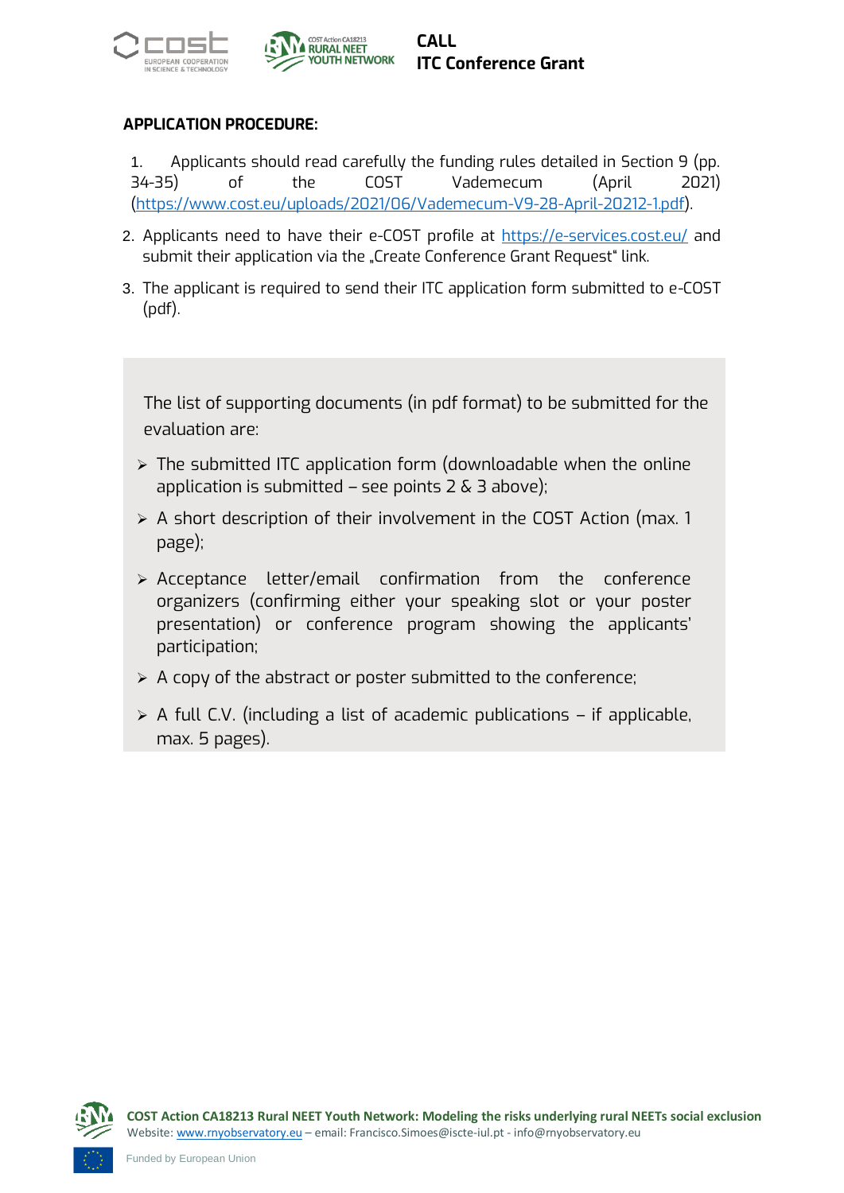## APPLICATION PROCEDURE:

1. Applicants should read carefully the funding rules detailed in Section 9 (pp. 34-35) of the COST Vademecum (April 2021) (https://www.cost.eu/uploads/2021/06/Vademecum-V9-28-April-20212-1.pdf).
2. Applicants need to have their e-COST profile at https://e-services.cost.eu/ and submit their application via the „Create Conference Grant Request" link.
3. The applicant is required to send their ITC application form submitted to e-COST (pdf).

The list of supporting documents (in pdf format) to be submitted for the evaluation are:

- The submitted ITC application form (downloadable when the online application is submitted – see points 2 & 3 above);
- A short description of their involvement in the COST Action (max. 1 page);
- Acceptance letter/email confirmation from the conference organizers (confirming either your speaking slot or your poster presentation) or conference program showing the applicants' participation;
- A copy of the abstract or poster submitted to the conference;
- A full C.V. (including a list of academic publications – if applicable, max. 5 pages).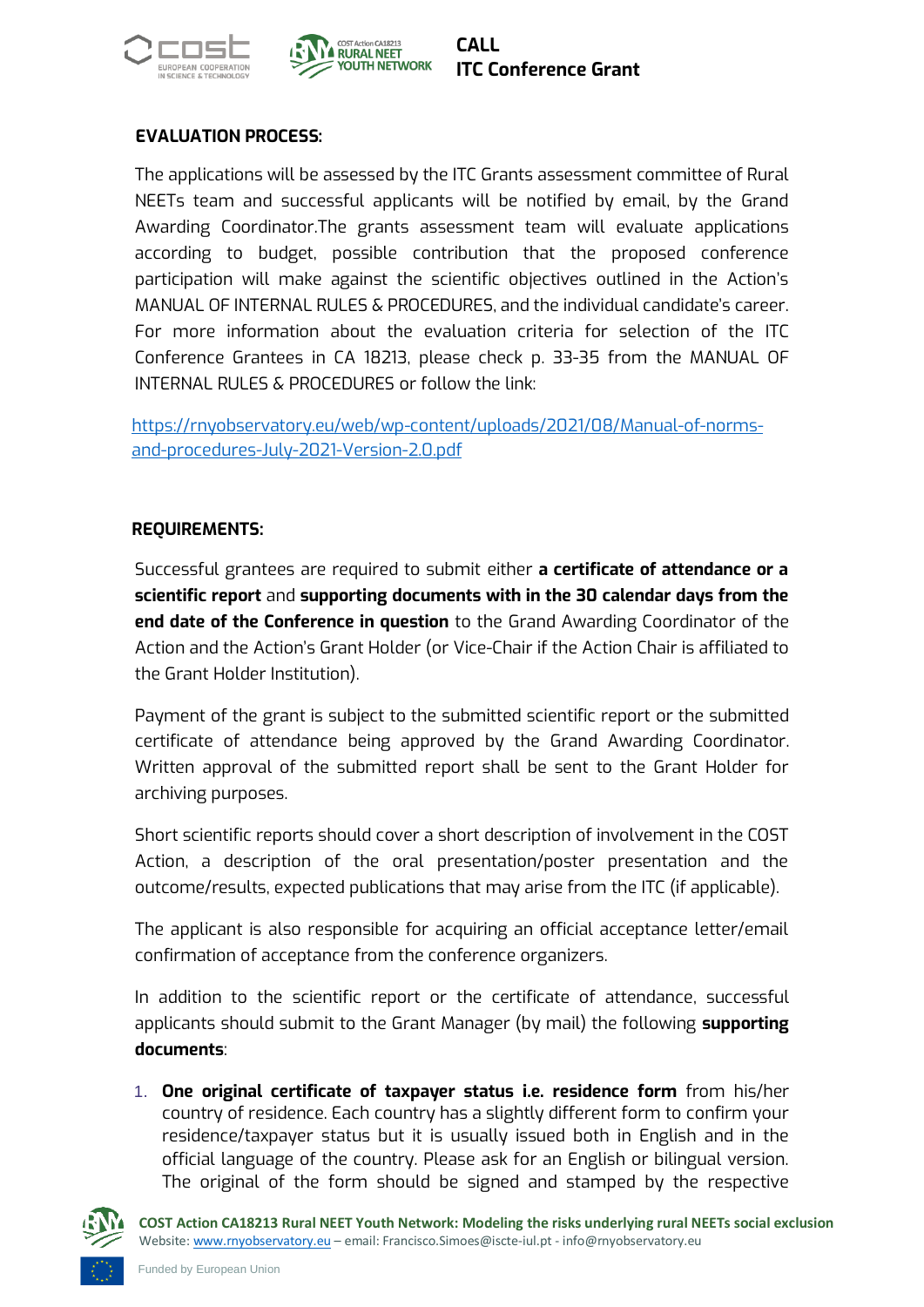**EVALUATION PROCESS:**

The applications will be assessed by the ITC Grants assessment committee of Rural NEETs team and successful applicants will be notified by email, by the Grand Awarding Coordinator.The grants assessment team will evaluate applications according to budget, possible contribution that the proposed conference participation will make against the scientific objectives outlined in the Action's MANUAL OF INTERNAL RULES & PROCEDURES, and the individual candidate's career. For more information about the evaluation criteria for selection of the ITC Conference Grantees in CA 18213, please check p. 33-35 from the MANUAL OF INTERNAL RULES & PROCEDURES or follow the link:

https://rnyobservatory.eu/web/wp-content/uploads/2021/08/Manual-of-norms-and-procedures-July-2021-Version-2.0.pdf

**REQUIREMENTS:**

Successful grantees are required to submit either **a certificate of attendance or a scientific report** and **supporting documents with in the 30 calendar days from the end date of the Conference in question** to the Grand Awarding Coordinator of the Action and the Action's Grant Holder (or Vice-Chair if the Action Chair is affiliated to the Grant Holder Institution).

Payment of the grant is subject to the submitted scientific report or the submitted certificate of attendance being approved by the Grand Awarding Coordinator. Written approval of the submitted report shall be sent to the Grant Holder for archiving purposes.

Short scientific reports should cover a short description of involvement in the COST Action, a description of the oral presentation/poster presentation and the outcome/results, expected publications that may arise from the ITC (if applicable).

The applicant is also responsible for acquiring an official acceptance letter/email confirmation of acceptance from the conference organizers.

In addition to the scientific report or the certificate of attendance, successful applicants should submit to the Grant Manager (by mail) the following **supporting documents**:

1. **One original certificate of taxpayer status i.e. residence form** from his/her country of residence. Each country has a slightly different form to confirm your residence/taxpayer status but it is usually issued both in English and in the official language of the country. Please ask for an English or bilingual version. The original of the form should be signed and stamped by the respective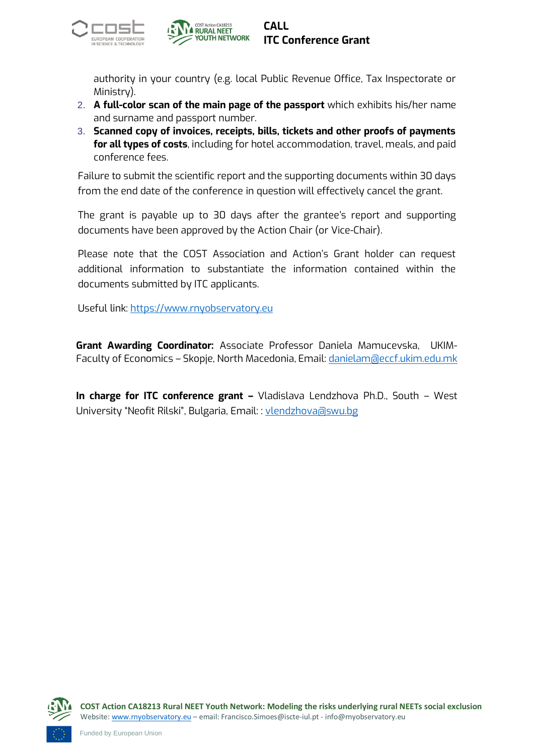authority in your country (e.g. local Public Revenue Office, Tax Inspectorate or Ministry).

2. **A full-color scan of the main page of the passport** which exhibits his/her name and surname and passport number.
3. **Scanned copy of invoices, receipts, bills, tickets and other proofs of payments for all types of costs**, including for hotel accommodation, travel, meals, and paid conference fees.

Failure to submit the scientific report and the supporting documents within 30 days from the end date of the conference in question will effectively cancel the grant.

The grant is payable up to 30 days after the grantee's report and supporting documents have been approved by the Action Chair (or Vice-Chair).

Please note that the COST Association and Action's Grant holder can request additional information to substantiate the information contained within the documents submitted by ITC applicants.

Useful link: https://www.rnyobservatory.eu

**Grant Awarding Coordinator:** Associate Professor Daniela Mamucevska, UKIM-Faculty of Economics – Skopje, North Macedonia, Email: danielam@eccf.ukim.edu.mk

**In charge for ITC conference grant –** Vladislava Lendzhova Ph.D., South – West University "Neofit Rilski", Bulgaria, Email: : vlendzhova@swu.bg